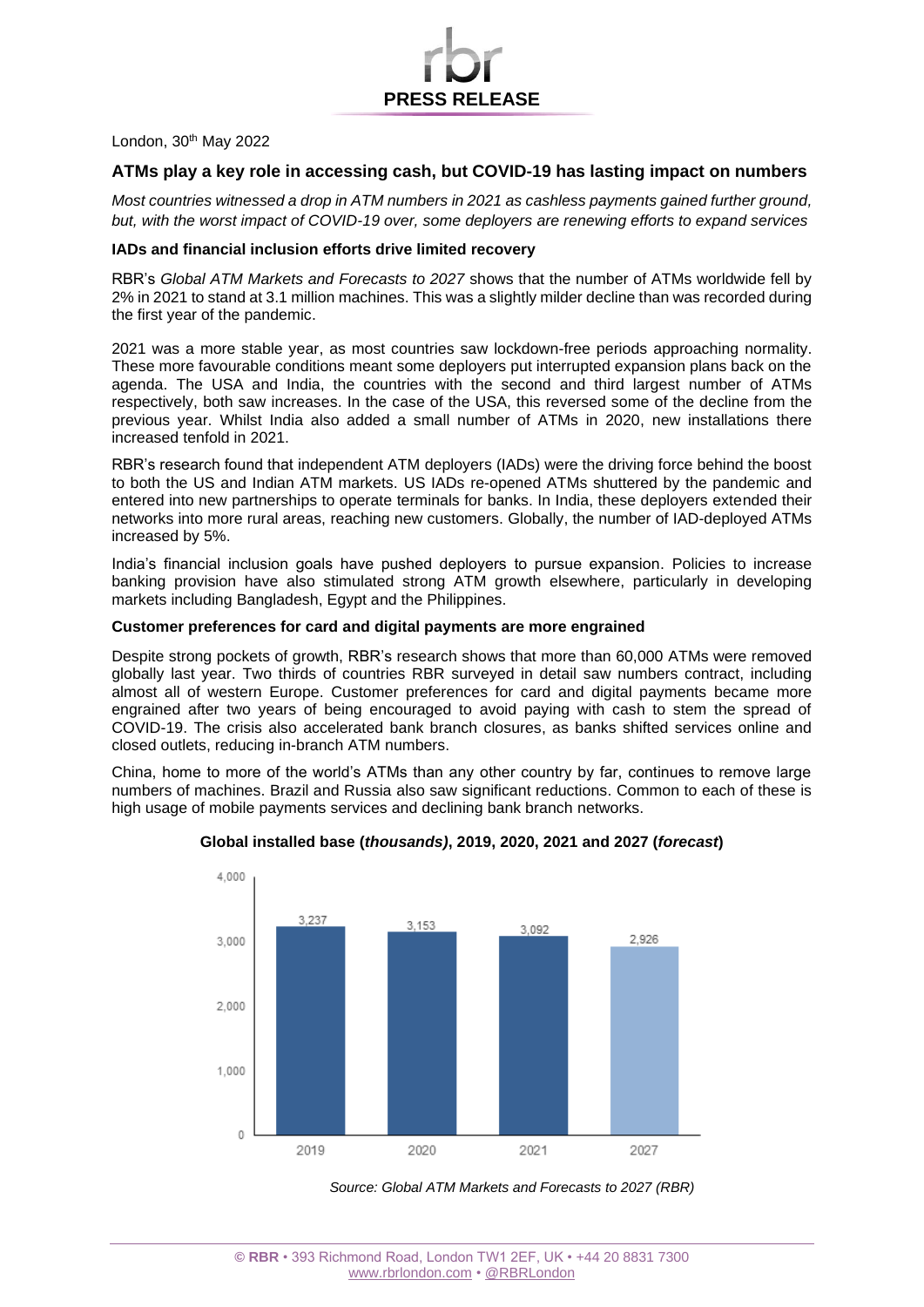PRESS RELEASE

London, 30th May 2022

## ATMs play a key role in accessing cash, but COVID-19 has lasting impact on numbers

*Most countries witnessed a drop in ATM numbers in 2021 as cashless payments gained further ground, but, with the worst impact of COVID-19 over, some deployers are renewing efforts to expand services*

### IADs and financial inclusion efforts drive limited recovery

RBR's *Global ATM Markets and Forecasts to 2027* shows that the number of ATMs worldwide fell by 2% in 2021 to stand at 3.1 million machines. This was a slightly milder decline than was recorded during the first year of the pandemic.

2021 was a more stable year, as most countries saw lockdown-free periods approaching normality. These more favourable conditions meant some deployers put interrupted expansion plans back on the agenda. The USA and India, the countries with the second and third largest number of ATMs respectively, both saw increases. In the case of the USA, this reversed some of the decline from the previous year. Whilst India also added a small number of ATMs in 2020, new installations there increased tenfold in 2021.

RBR's research found that independent ATM deployers (IADs) were the driving force behind the boost to both the US and Indian ATM markets. US IADs re-opened ATMs shuttered by the pandemic and entered into new partnerships to operate terminals for banks. In India, these deployers extended their networks into more rural areas, reaching new customers. Globally, the number of IAD-deployed ATMs increased by 5%.

India's financial inclusion goals have pushed deployers to pursue expansion. Policies to increase banking provision have also stimulated strong ATM growth elsewhere, particularly in developing markets including Bangladesh, Egypt and the Philippines.

### Customer preferences for card and digital payments are more engrained

Despite strong pockets of growth, RBR's research shows that more than 60,000 ATMs were removed globally last year. Two thirds of countries RBR surveyed in detail saw numbers contract, including almost all of western Europe. Customer preferences for card and digital payments became more engrained after two years of being encouraged to avoid paying with cash to stem the spread of COVID-19. The crisis also accelerated bank branch closures, as banks shifted services online and closed outlets, reducing in-branch ATM numbers.

China, home to more of the world's ATMs than any other country by far, continues to remove large numbers of machines. Brazil and Russia also saw significant reductions. Common to each of these is high usage of mobile payments services and declining bank branch networks.

**Global installed base (*thousands*), 2019, 2020, 2021 and 2027 (*forecast*)**

| Year | Installed base (thousands) |
|---|---|
| 2019 | 3,237 |
| 2020 | 3,153 |
| 2021 | 3,092 |
| 2027 | 2,926 |

*Source: Global ATM Markets and Forecasts to 2027 (RBR)*

© **RBR** • 393 Richmond Road, London TW1 2EF, UK • +44 20 8831 7300
www.rbrlondon.com • @RBRLondon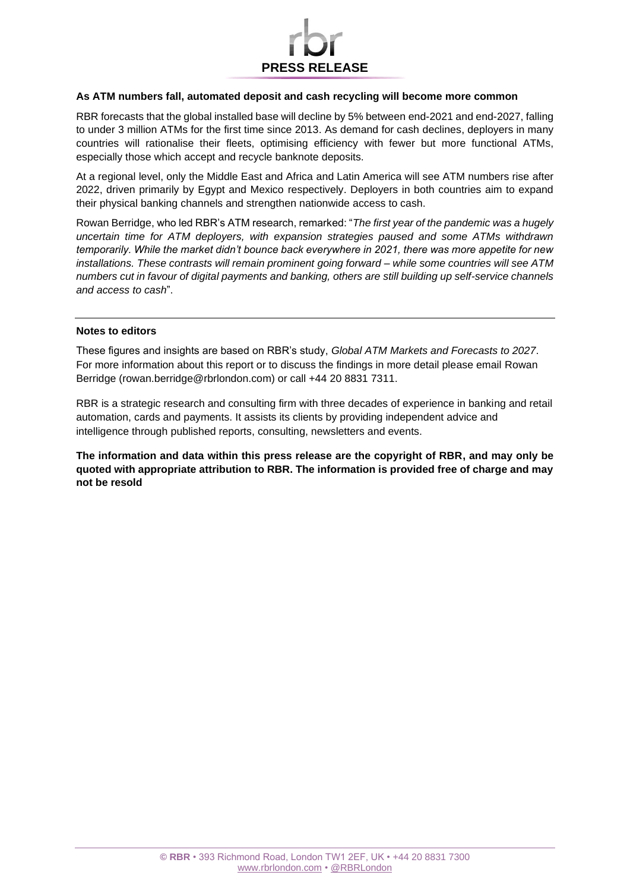**As ATM numbers fall, automated deposit and cash recycling will become more common**

RBR forecasts that the global installed base will decline by 5% between end-2021 and end-2027, falling to under 3 million ATMs for the first time since 2013. As demand for cash declines, deployers in many countries will rationalise their fleets, optimising efficiency with fewer but more functional ATMs, especially those which accept and recycle banknote deposits.

At a regional level, only the Middle East and Africa and Latin America will see ATM numbers rise after 2022, driven primarily by Egypt and Mexico respectively. Deployers in both countries aim to expand their physical banking channels and strengthen nationwide access to cash.

Rowan Berridge, who led RBR's ATM research, remarked: "*The first year of the pandemic was a hugely uncertain time for ATM deployers, with expansion strategies paused and some ATMs withdrawn temporarily. While the market didn't bounce back everywhere in 2021, there was more appetite for new installations. These contrasts will remain prominent going forward – while some countries will see ATM numbers cut in favour of digital payments and banking, others are still building up self-service channels and access to cash*".

---

**Notes to editors**

These figures and insights are based on RBR's study, *Global ATM Markets and Forecasts to 2027*. For more information about this report or to discuss the findings in more detail please email Rowan Berridge (rowan.berridge@rbrlondon.com) or call +44 20 8831 7311.

RBR is a strategic research and consulting firm with three decades of experience in banking and retail automation, cards and payments. It assists its clients by providing independent advice and intelligence through published reports, consulting, newsletters and events.

**The information and data within this press release are the copyright of RBR, and may only be quoted with appropriate attribution to RBR. The information is provided free of charge and may not be resold**